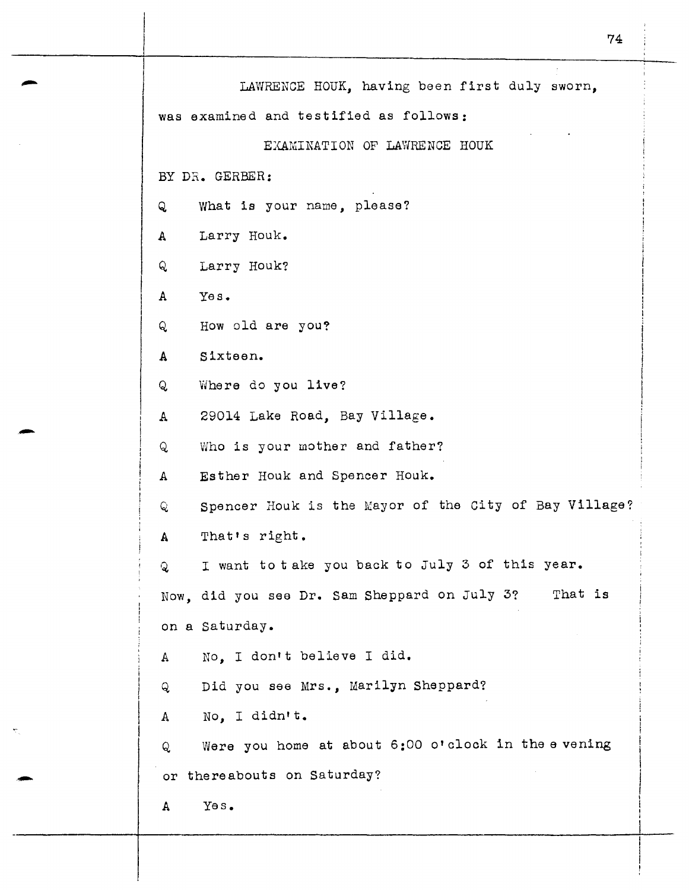LAWRENCE HOUK, having been first duly sworn, was examined and testified as follows:

EXAMINATION OF LAWRENCE HOUK

BY DR. GERBER:

Q What is your name, please?

A Larry Houk.

Q Larry Houk?

A Yes.

Q How old are you?

A Sixteen.

Q Where do you live?

A 29014 Lake Road, Bay Village.

Q Who is your mother and father?

A Esther Houk and Spencer Houk.

Q Spencer Houk is the Mayor of the City of Bay Village?

A That's right.

Q I want to take you back to July 3 of this year. Now, did you see Dr. Sam Sheppard on July 3? That is on a Saturday.

A No, I don't believe I did.

Q Did you see Mrs., Marilyn Sheppard?

A No, I didn't.

Q Were you home at about 6:00 o'clock in the evening or thereabouts on Saturday?

A Yes.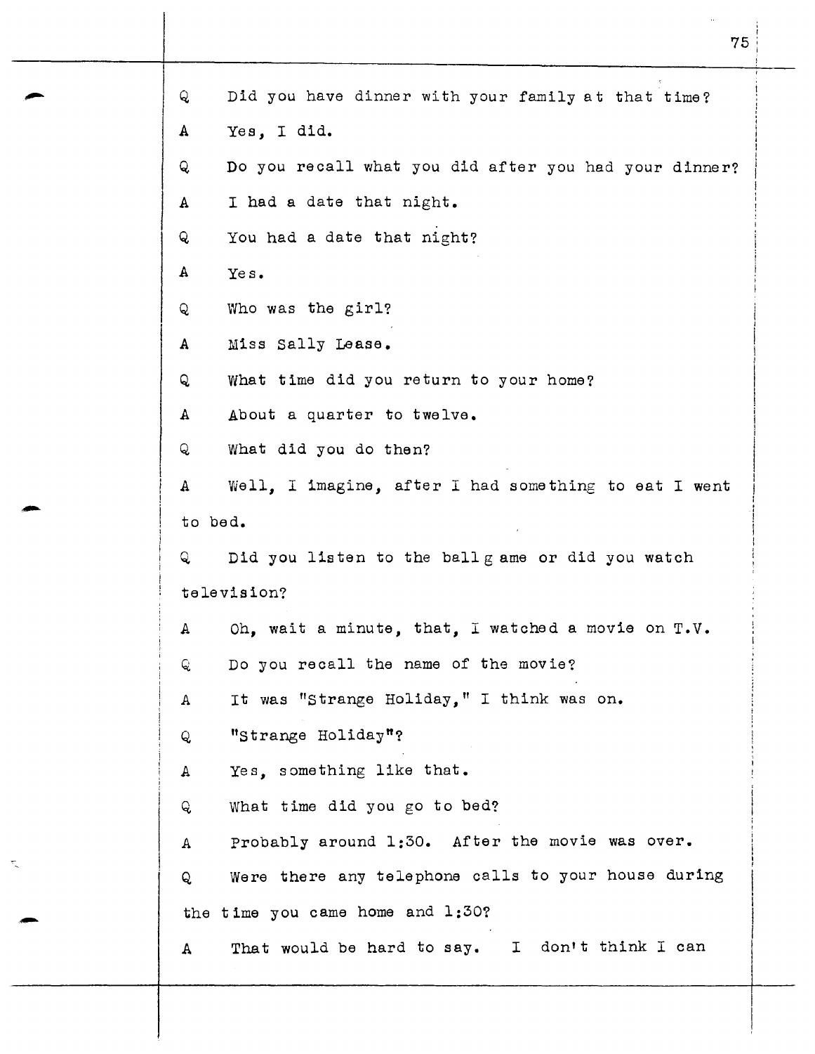Q Did you have dinner with your family at that time?

A Yes, I did.

Q Do you recall what you did after you had your dinner?

A I had a date that night.

Q You had a date that night?

A Yes.

Q Who was the girl?

A Miss Sally Lease.

Q What time did you return to your home?

A About a quarter to twelve.

Q What did you do then?

A Well, I imagine, after I had something to eat I went to bed.

Q Did you listen to the ball game or did you watch television?

A Oh, wait a minute, that, I watched a movie on T.V.

Q Do you recall the name of the movie?

A It was "Strange Holiday," I think was on.

Q "Strange Holiday"?

A Yes, something like that.

Q What time did you go to bed?

A Probably around 1:30. After the movie was over.

Q Were there any telephone calls to your house during the time you came home and 1:30?

A That would be hard to say. I don't think I can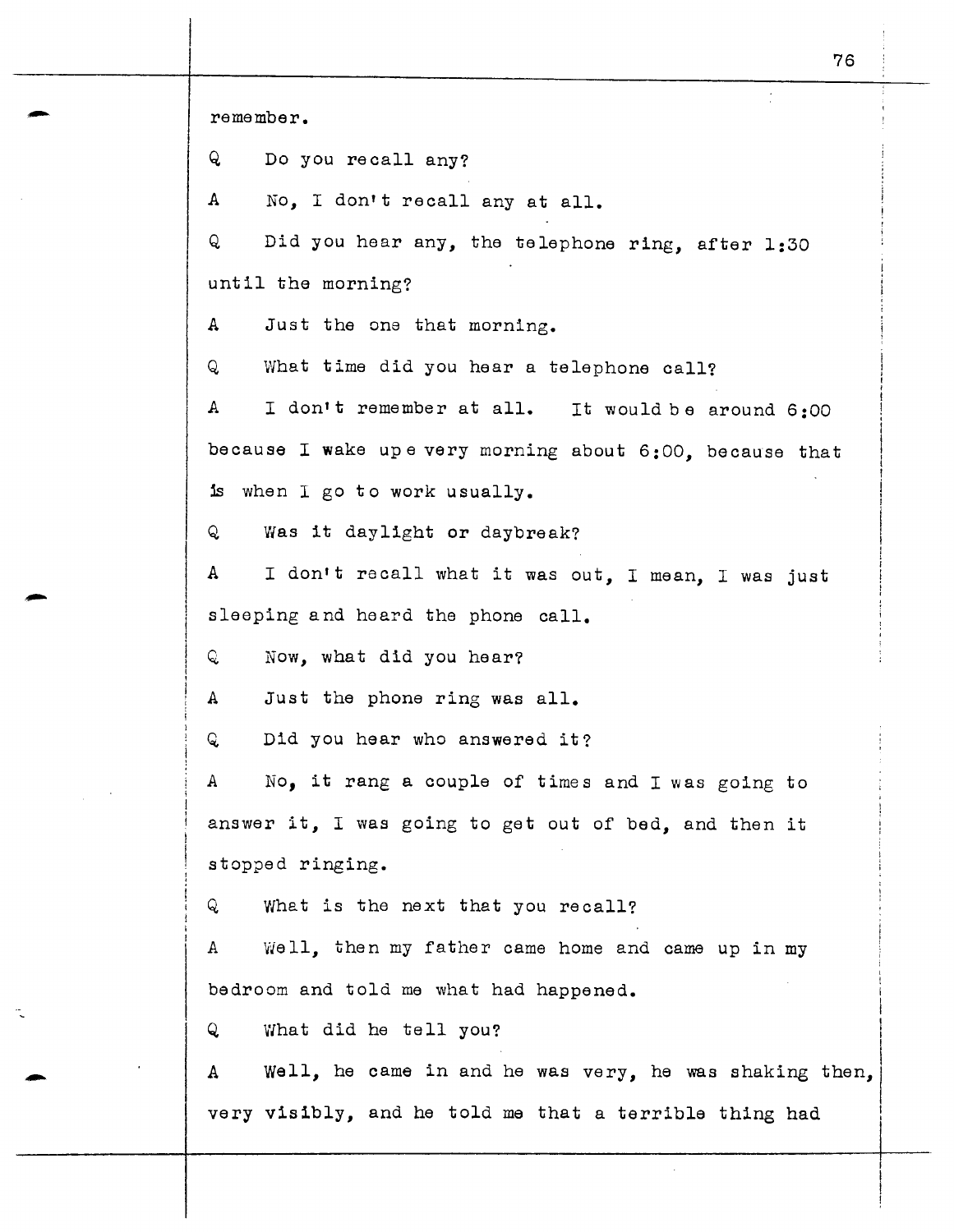remember.

Q Do you recall any?

A No, I don't recall any at all.

Q Did you hear any, the telephone ring, after 1:30 until the morning?

A Just the one that morning.

Q What time did you hear a telephone call?

A I don't remember at all. It would be around 6:00 because I wake up every morning about 6:00, because that is when I go to work usually.

Q Was it daylight or daybreak?

A I don't recall what it was out, I mean, I was just sleeping and heard the phone call.

Q Now, what did you hear?

A Just the phone ring was all.

Q Did you hear who answered it?

A No, it rang a couple of times and I was going to answer it, I was going to get out of bed, and then it stopped ringing.

Q What is the next that you recall?

A Well, then my father came home and came up in my bedroom and told me what had happened.

Q What did he tell you?

A Well, he came in and he was very, he was shaking then, very visibly, and he told me that a terrible thing had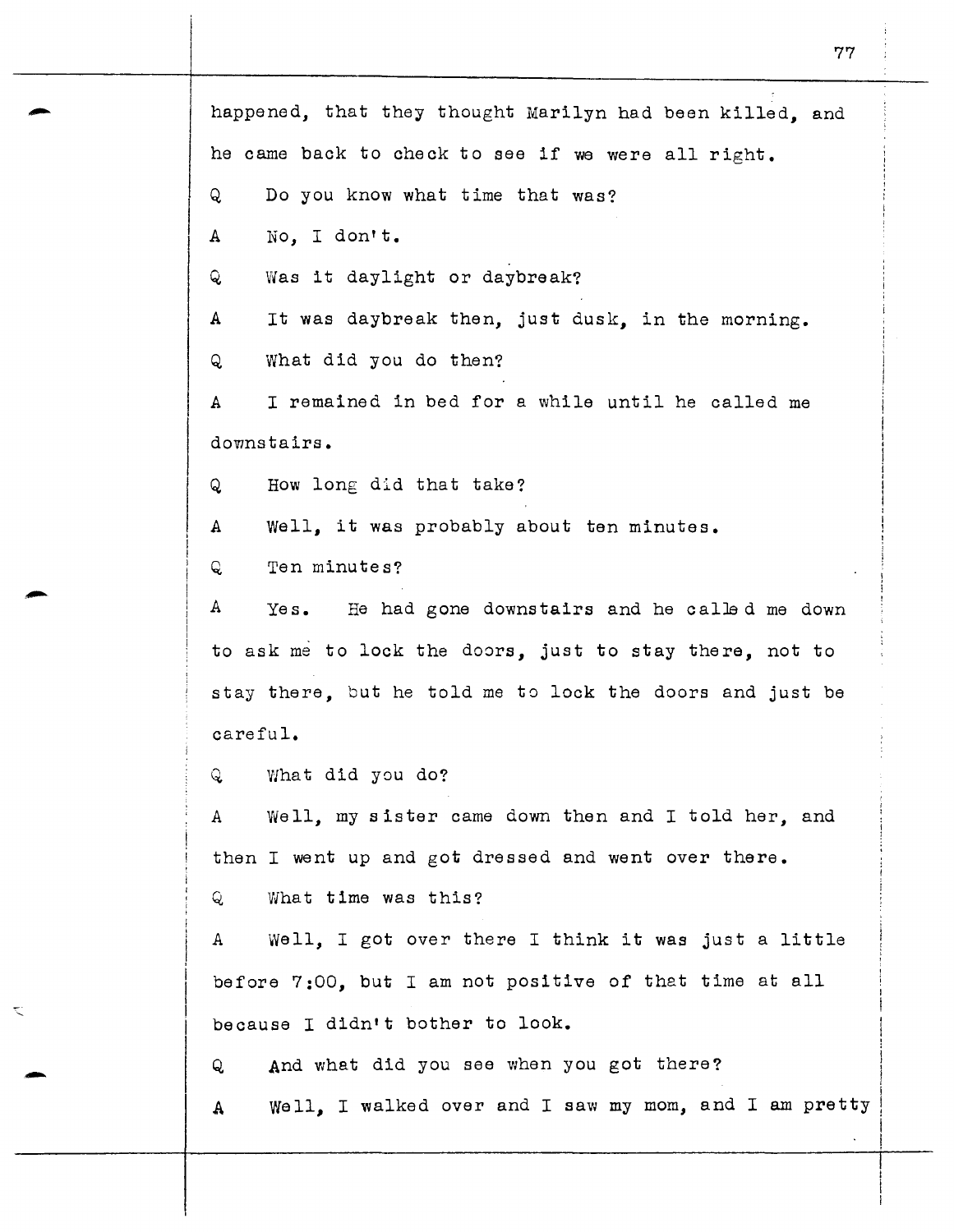happened, that they thought Marilyn had been killed, and he came back to check to see if we were all right.

Q Do you know what time that was?

A No, I don't.

Q Was it daylight or daybreak?

A It was daybreak then, just dusk, in the morning.

Q What did you do then?

A I remained in bed for a while until he called me downstairs.

Q How long did that take?

A Well, it was probably about ten minutes.

Q Ten minutes?

A Yes. He had gone downstairs and he called me down to ask me to lock the doors, just to stay there, not to stay there, but he told me to lock the doors and just be careful.

Q What did you do?

A Well, my sister came down then and I told her, and then I went up and got dressed and went over there.

Q What time was this?

A Well, I got over there I think it was just a little before 7:00, but I am not positive of that time at all because I didn't bother to look.

Q And what did you see when you got there?

A Well, I walked over and I saw my mom, and I am pretty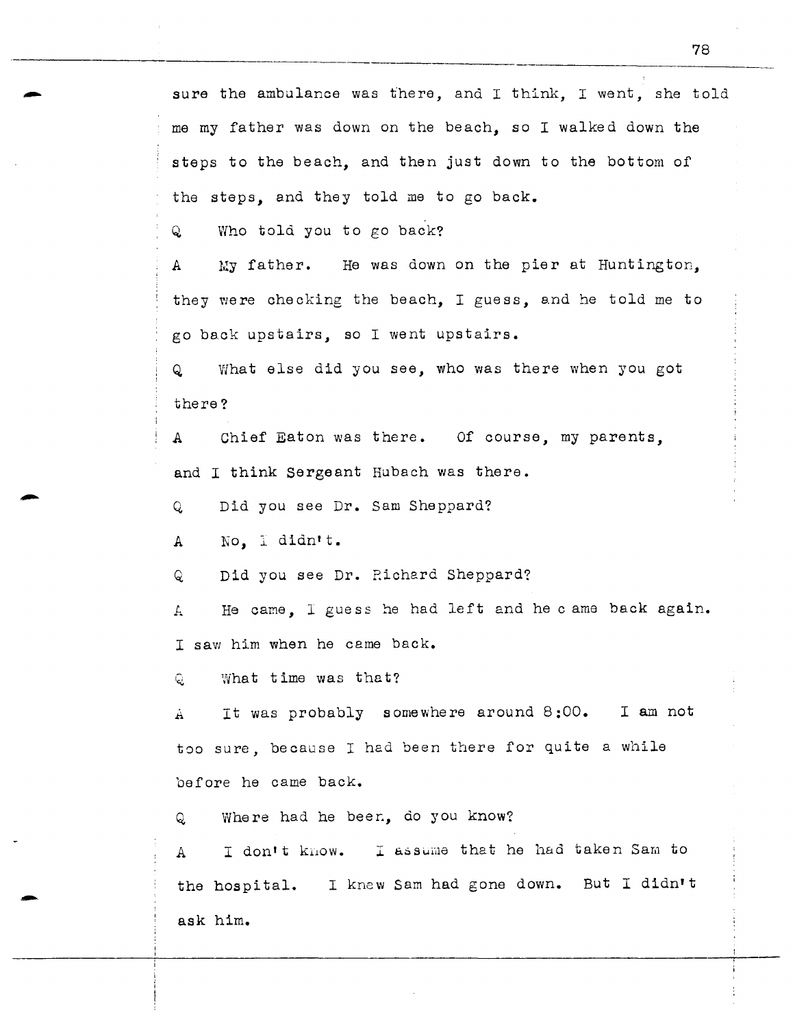sure the ambulance was there, and I think, I went, she told me my father was down on the beach, so I walked down the steps to the beach, and then just down to the bottom of the steps, and they told me to go back.

Q Who told you to go back?

A My father. He was down on the pier at Huntington, they were checking the beach, I guess, and he told me to go back upstairs, so I went upstairs.

Q What else did you see, who was there when you got there?

A Chief Eaton was there. Of course, my parents, and I think Sergeant Hubach was there.

Q Did you see Dr. Sam Sheppard?

A No, I didn't.

Q Did you see Dr. Richard Sheppard?

A He came, I guess he had left and he came back again. I saw him when he came back.

Q What time was that?

A It was probably somewhere around 8:00. I am not too sure, because I had been there for quite a while before he came back.

Q Where had he been, do you know?

A I don't know. I assume that he had taken Sam to the hospital. I knew Sam had gone down. But I didn't ask him.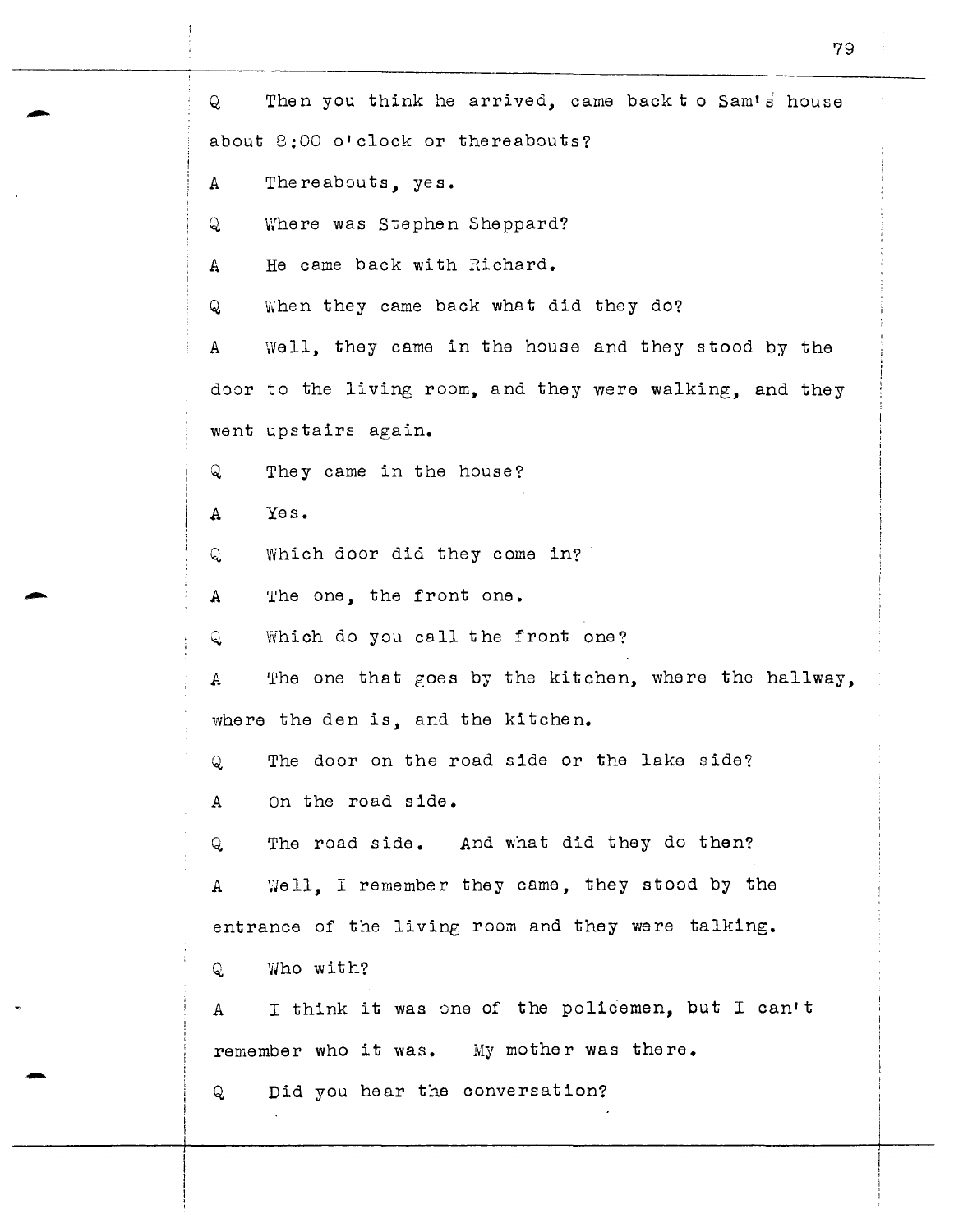Q Then you think he arrived, came back t o Sam's house about 8:00 o'clock or thereabouts?

A Thereabouts, yes.

Q Where was Stephen Sheppard?

A He came back with Richard.

Q When they came back what did they do?

A Well, they came in the house and they stood by the door to the living room, and they were walking, and they went upstairs again.

Q They came in the house?

A Yes.

Q Which door did they come in?

A The one, the front one.

Q Which do you call the front one?

A The one that goes by the kitchen, where the hallway, where the den is, and the kitchen.

Q The door on the road side or the lake side?

A On the road side.

Q The road side. And what did they do then?

A Well, I remember they came, they stood by the entrance of the living room and they were talking.

Q Who with?

A I think it was one of the policemen, but I can't remember who it was. My mother was there.

Q Did you hear the conversation?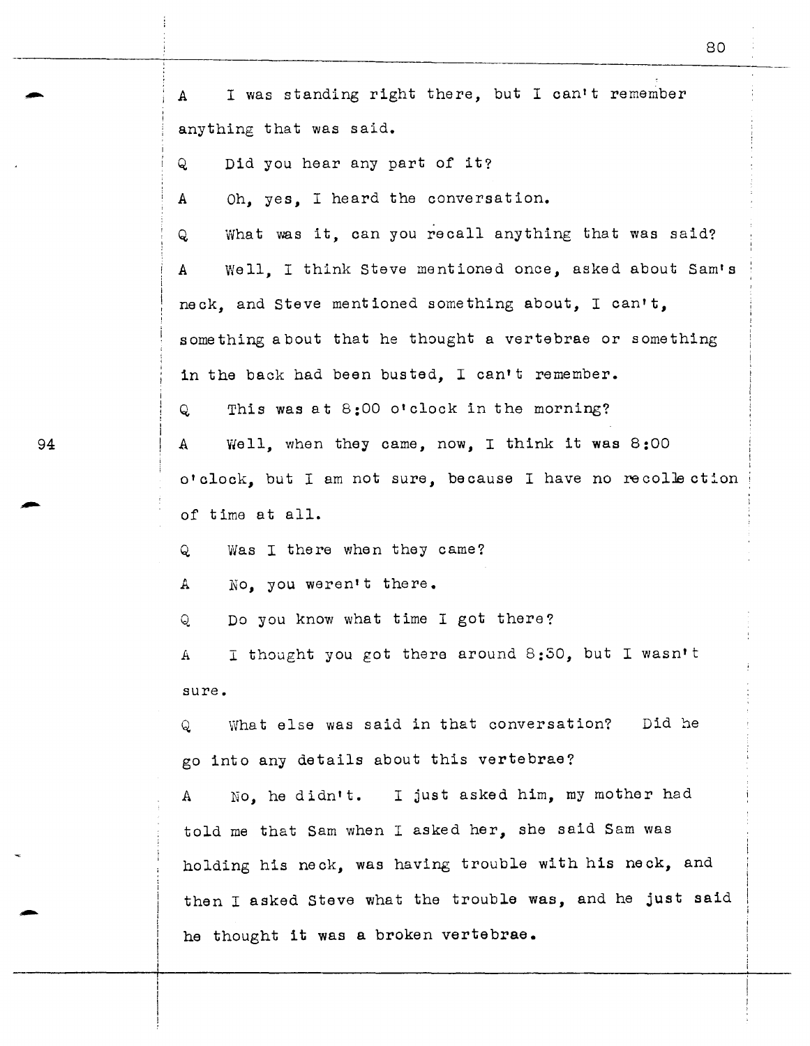A I was standing right there, but I can't remember anything that was said.

Q Did you hear any part of it?

A Oh, yes, I heard the conversation.

Q What was it, can you recall anything that was said?

A Well, I think Steve mentioned once, asked about Sam's neck, and Steve mentioned something about, I can't, something about that he thought a vertebrae or something in the back had been busted, I can't remember.

Q This was at 8:00 o'clock in the morning?

A Well, when they came, now, I think it was 8:00 o'clock, but I am not sure, because I have no recollection of time at all.

Q Was I there when they came?

A No, you weren't there.

Q Do you know what time I got there?

A I thought you got there around 8:30, but I wasn't sure.

Q What else was said in that conversation? Did he go into any details about this vertebrae?

A No, he didn't. I just asked him, my mother had told me that Sam when I asked her, she said Sam was holding his neck, was having trouble with his neck, and then I asked Steve what the trouble was, and he just said he thought it was a broken vertebrae.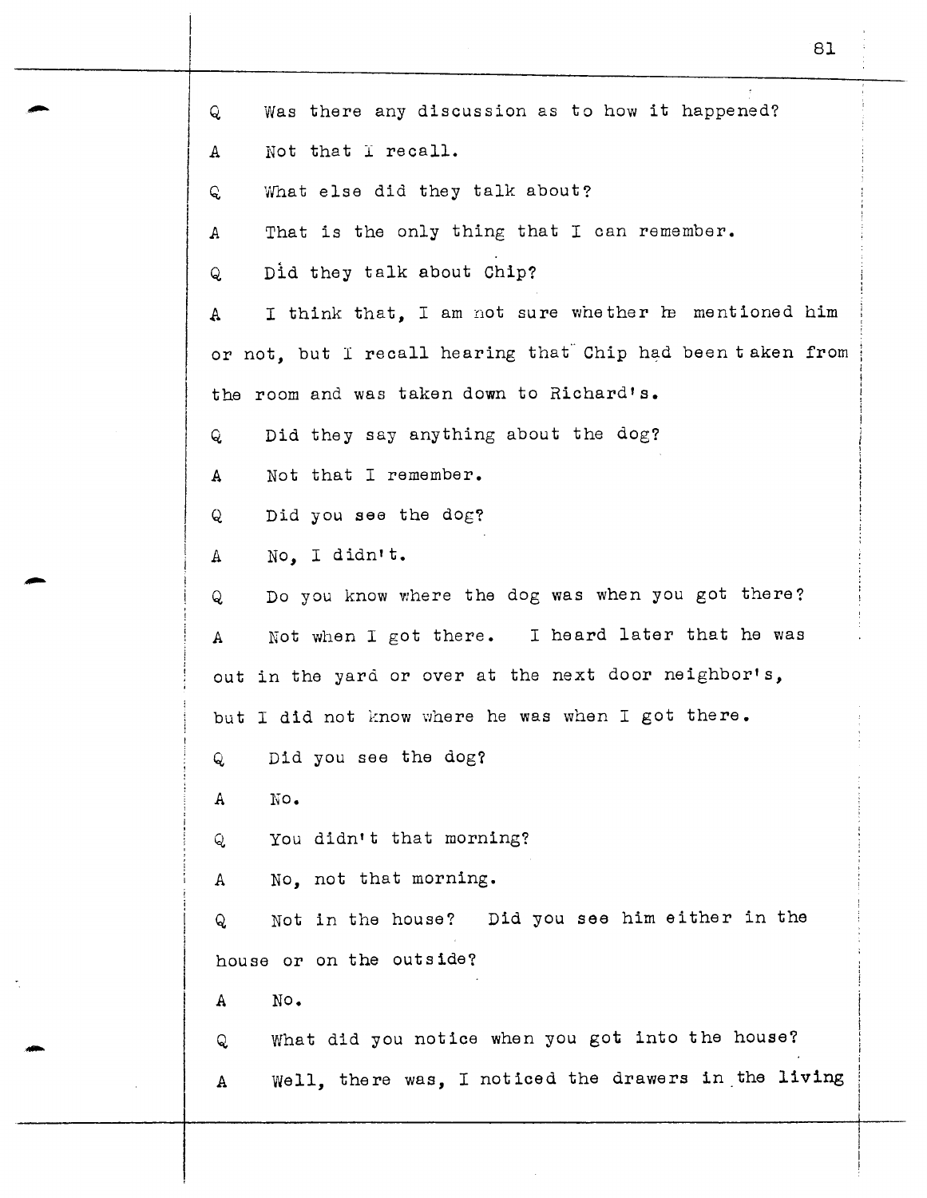Q Was there any discussion as to how it happened?

A Not that I recall.

Q What else did they talk about?

A That is the only thing that I can remember.

Q Did they talk about Chip?

A I think that, I am not sure whether he mentioned him or not, but I recall hearing that Chip had been taken from the room and was taken down to Richard's.

Q Did they say anything about the dog?

A Not that I remember.

Q Did you see the dog?

A No, I didn't.

Q Do you know where the dog was when you got there?

A Not when I got there. I heard later that he was out in the yard or over at the next door neighbor's, but I did not know where he was when I got there.

Q Did you see the dog?

A No.

Q You didn't that morning?

A No, not that morning.

Q Not in the house? Did you see him either in the house or on the outside?

A No.

Q What did you notice when you got into the house?

A Well, there was, I noticed the drawers in the living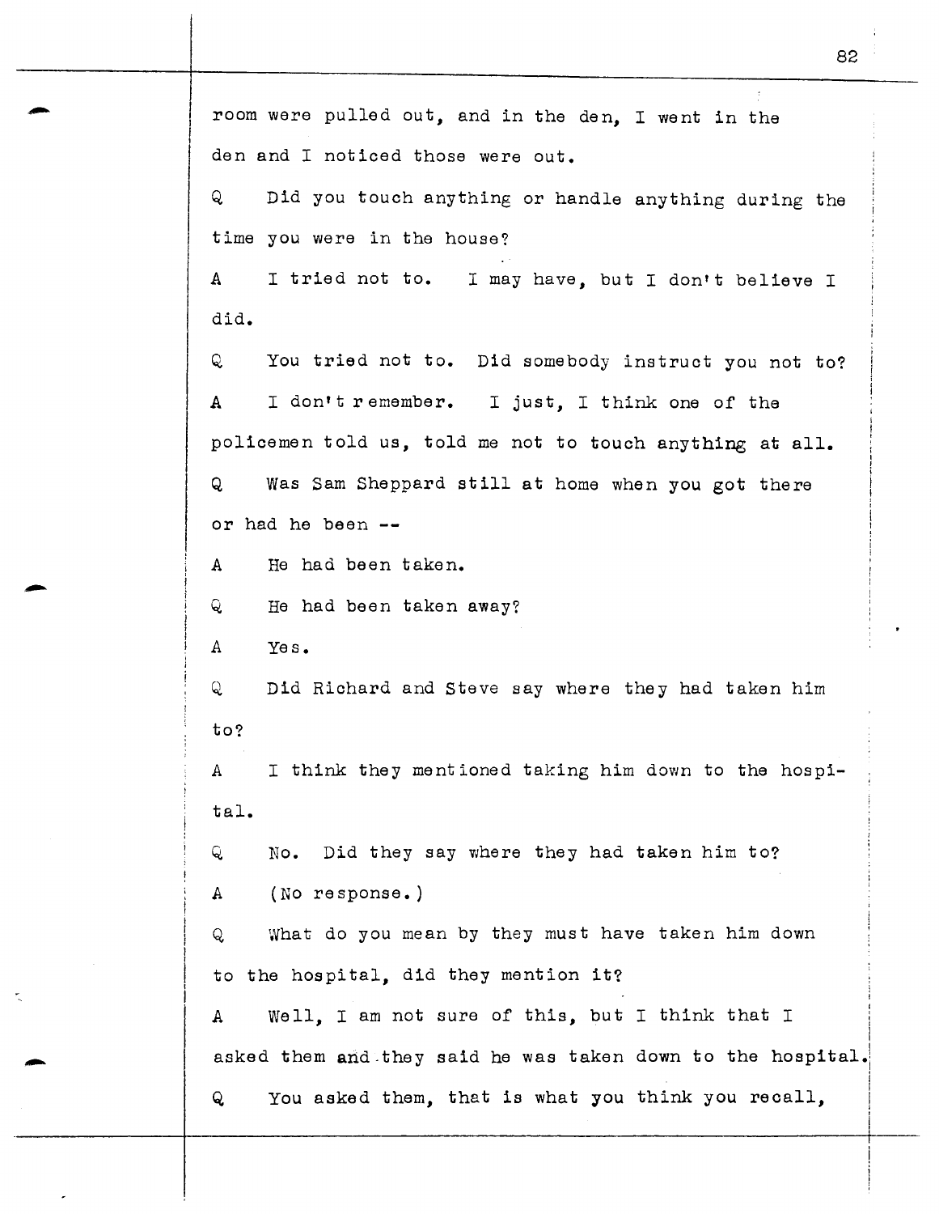room were pulled out, and in the den, I went in the den and I noticed those were out.

Q Did you touch anything or handle anything during the time you were in the house?

A I tried not to. I may have, but I don't believe I did.

Q You tried not to. Did somebody instruct you not to?

A I don't remember. I just, I think one of the policemen told us, told me not to touch anything at all.

Q Was Sam Sheppard still at home when you got there or had he been --

A He had been taken.

Q He had been taken away?

A Yes.

Q Did Richard and Steve say where they had taken him to?

A I think they mentioned taking him down to the hospital.

Q No. Did they say where they had taken him to?

A (No response.)

Q What do you mean by they must have taken him down to the hospital, did they mention it?

A Well, I am not sure of this, but I think that I asked them and they said he was taken down to the hospital.

Q You asked them, that is what you think you recall,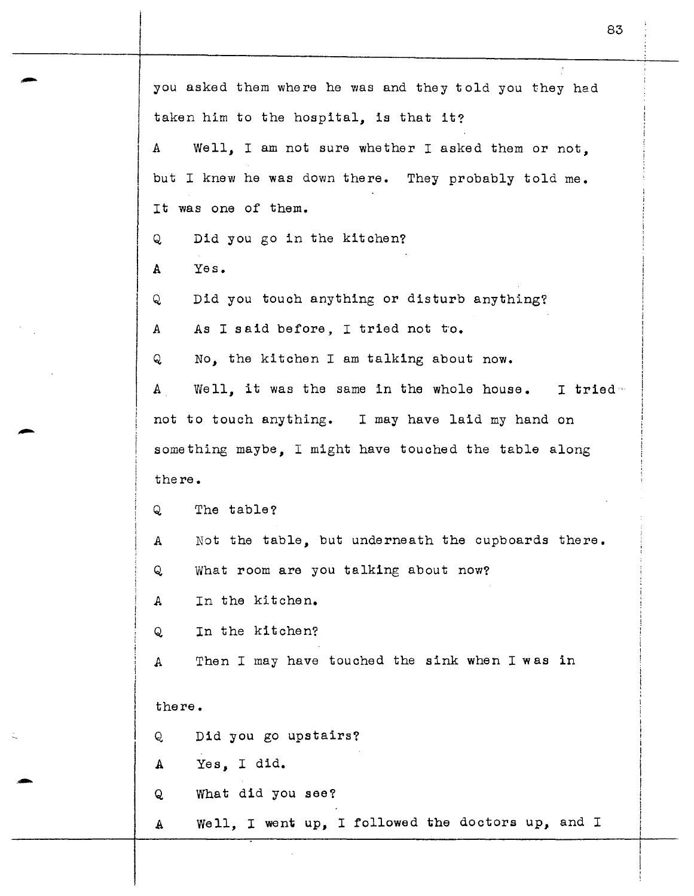you asked them where he was and they told you they had taken him to the hospital, is that it?

A Well, I am not sure whether I asked them or not, but I knew he was down there. They probably told me. It was one of them.

Q Did you go in the kitchen?

A Yes.

Q Did you touch anything or disturb anything?

A As I said before, I tried not to.

Q No, the kitchen I am talking about now.

A Well, it was the same in the whole house. I tried not to touch anything. I may have laid my hand on something maybe, I might have touched the table along there.

Q The table?

A Not the table, but underneath the cupboards there.

Q What room are you talking about now?

A In the kitchen.

Q In the kitchen?

A Then I may have touched the sink when I was in there.

Q Did you go upstairs?

A Yes, I did.

Q What did you see?

A Well, I went up, I followed the doctors up, and I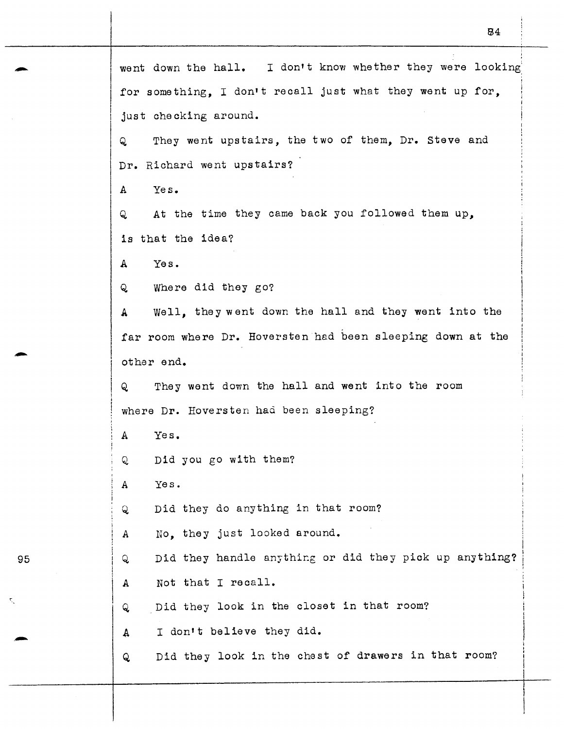went down the hall. I don't know whether they were looking for something, I don't recall just what they went up for, just checking around.

Q They went upstairs, the two of them, Dr. Steve and Dr. Richard went upstairs?

A Yes.

Q At the time they came back you followed them up, is that the idea?

A Yes.

Q Where did they go?

A Well, they went down the hall and they went into the far room where Dr. Hoversten had been sleeping down at the other end.

Q They went down the hall and went into the room where Dr. Hoversten had been sleeping?

A Yes.

Q Did you go with them?

A Yes.

Q Did they do anything in that room?

A No, they just looked around.

Q Did they handle anything or did they pick up anything?

A Not that I recall.

Q Did they look in the closet in that room?

A I don't believe they did.

Q Did they look in the chest of drawers in that room?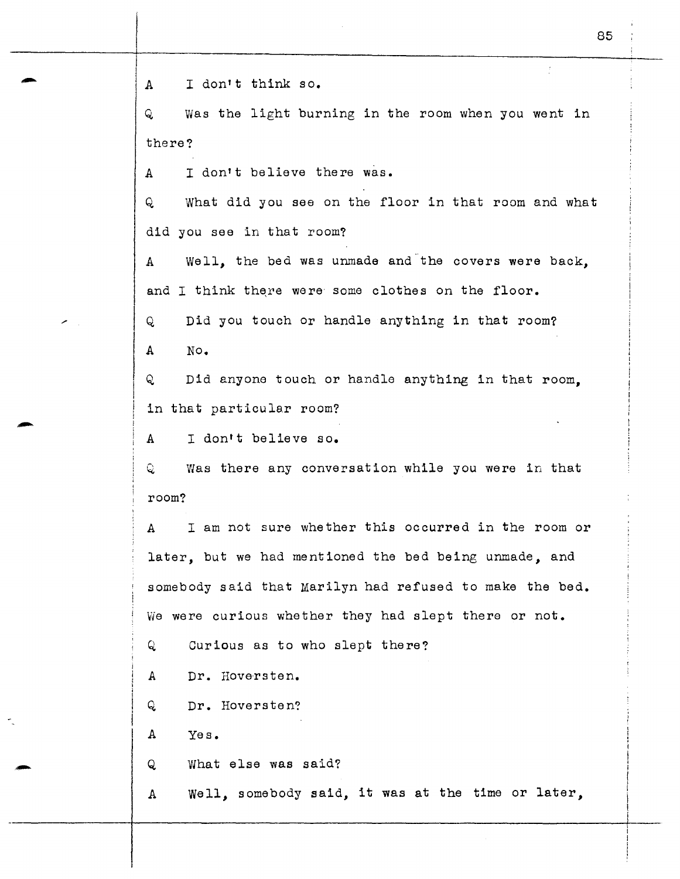A I don't think so.

Q Was the light burning in the room when you went in there?

A I don't believe there was.

Q What did you see on the floor in that room and what did you see in that room?

A Well, the bed was unmade and the covers were back, and I think there were some clothes on the floor.

Q Did you touch or handle anything in that room?

A No.

Q Did anyone touch or handle anything in that room, in that particular room?

A I don't believe so.

Q Was there any conversation while you were in that room?

A I am not sure whether this occurred in the room or later, but we had mentioned the bed being unmade, and somebody said that Marilyn had refused to make the bed. We were curious whether they had slept there or not.

Q Curious as to who slept there?

A Dr. Hoversten.

Q Dr. Hoversten?

A Yes.

Q What else was said?

A Well, somebody said, it was at the time or later,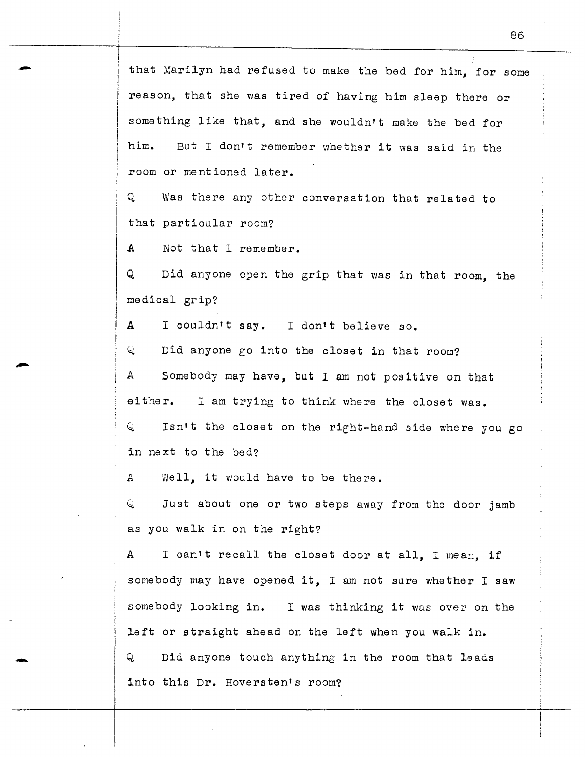that Marilyn had refused to make the bed for him, for some reason, that she was tired of having him sleep there or something like that, and she wouldn't make the bed for him. But I don't remember whether it was said in the room or mentioned later.

Q Was there any other conversation that related to that particular room?

A Not that I remember.

Q Did anyone open the grip that was in that room, the medical grip?

A I couldn't say. I don't believe so.

Q Did anyone go into the closet in that room?

A Somebody may have, but I am not positive on that either. I am trying to think where the closet was.

Q Isn't the closet on the right-hand side where you go in next to the bed?

A Well, it would have to be there.

Q Just about one or two steps away from the door jamb as you walk in on the right?

A I can't recall the closet door at all, I mean, if somebody may have opened it, I am not sure whether I saw somebody looking in. I was thinking it was over on the left or straight ahead on the left when you walk in.

Q Did anyone touch anything in the room that leads into this Dr. Hoversten's room?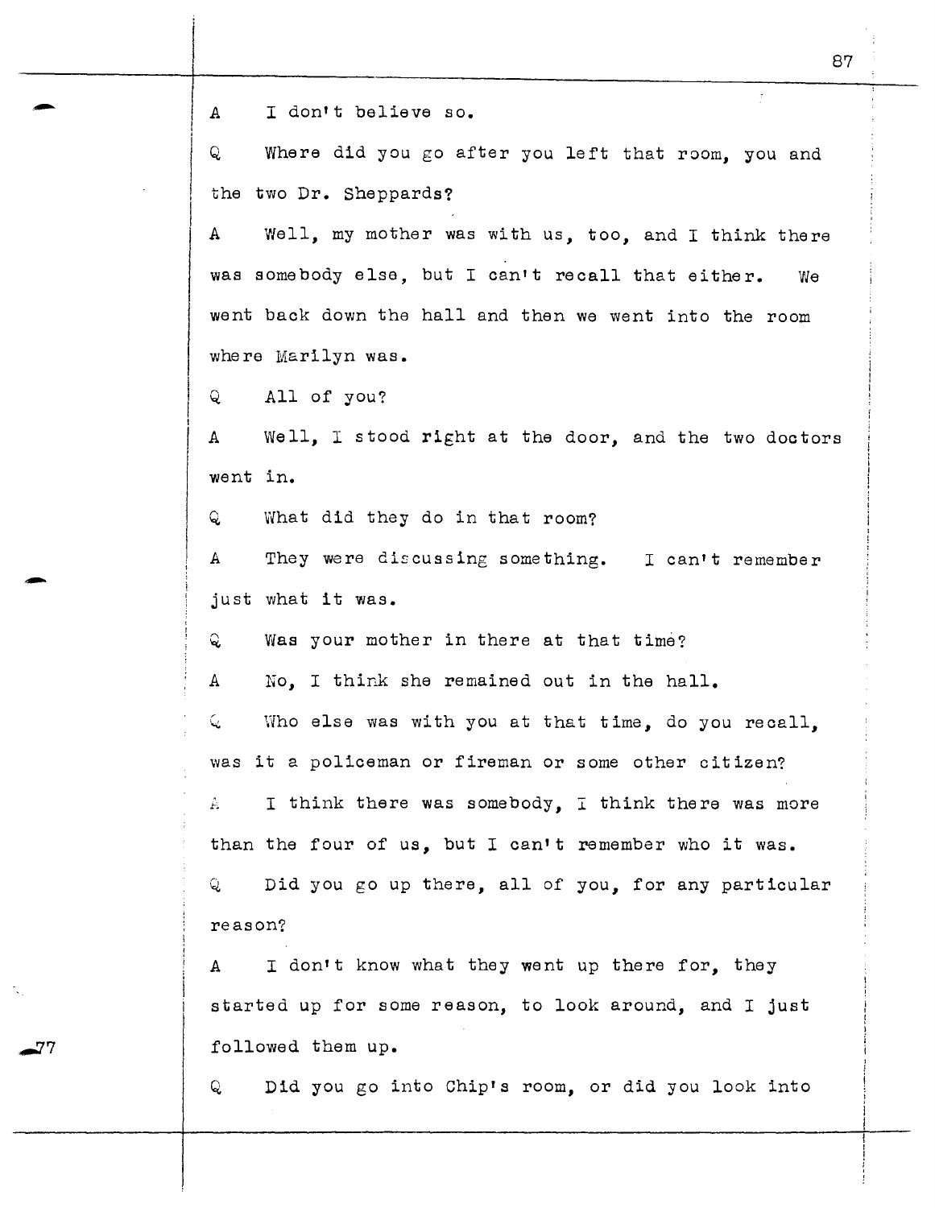A I don't believe so.

Q Where did you go after you left that room, you and the two Dr. Sheppards?

A Well, my mother was with us, too, and I think there was somebody else, but I can't recall that either. We went back down the hall and then we went into the room where Marilyn was.

Q All of you?

A Well, I stood right at the door, and the two doctors went in.

Q What did they do in that room?

A They were discussing something. I can't remember just what it was.

Q Was your mother in there at that time?

A No, I think she remained out in the hall.

Q Who else was with you at that time, do you recall, was it a policeman or fireman or some other citizen?

A I think there was somebody, I think there was more than the four of us, but I can't remember who it was.

Q Did you go up there, all of you, for any particular reason?

A I don't know what they went up there for, they started up for some reason, to look around, and I just followed them up.

Q Did you go into Chip's room, or did you look into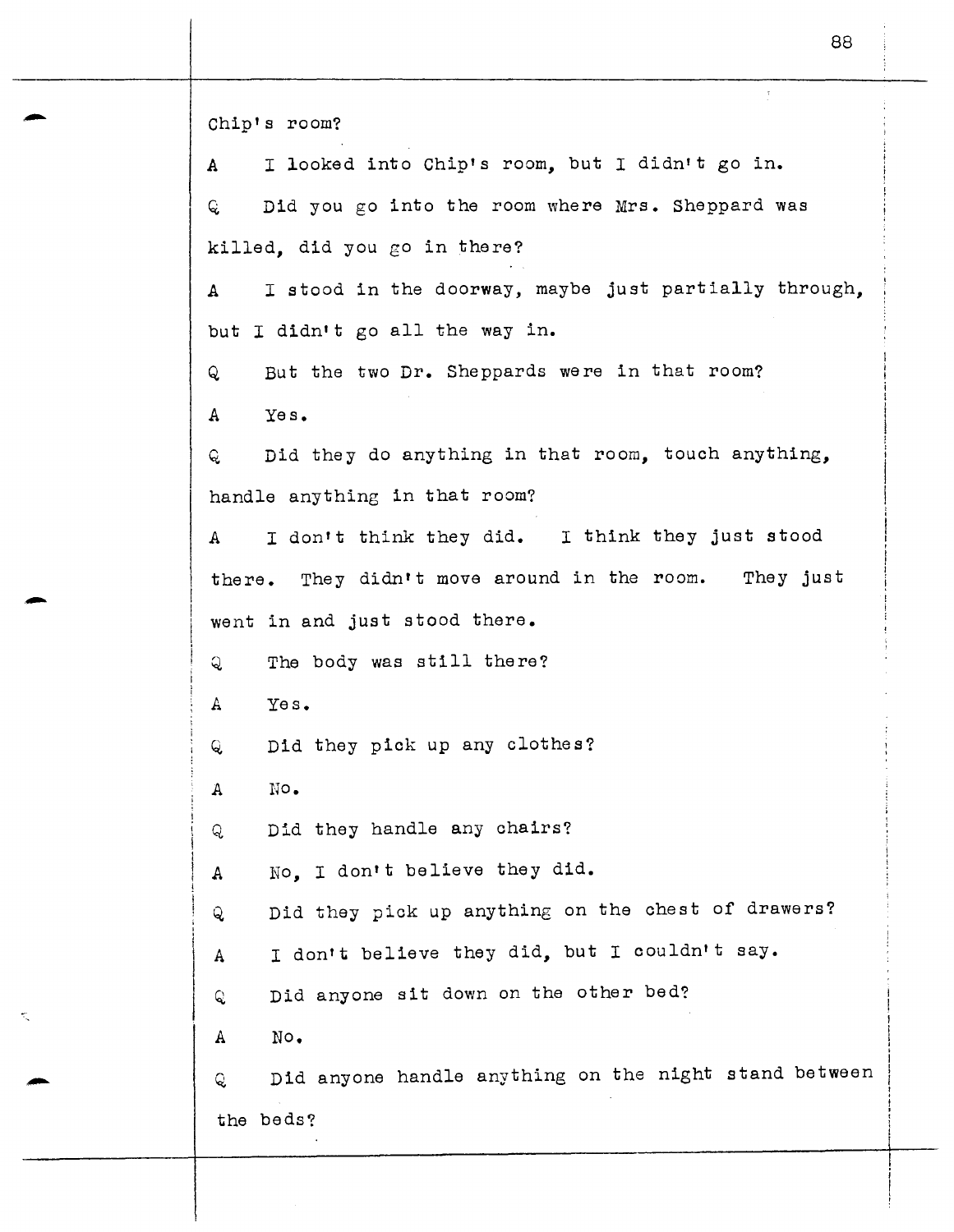Chip's room?

A I looked into Chip's room, but I didn't go in.

Q Did you go into the room where Mrs. Sheppard was killed, did you go in there?

A I stood in the doorway, maybe just partially through, but I didn't go all the way in.

Q But the two Dr. Sheppards were in that room?

A Yes.

Q Did they do anything in that room, touch anything, handle anything in that room?

A I don't think they did. I think they just stood there. They didn't move around in the room. They just went in and just stood there.

Q The body was still there?

A Yes.

Q Did they pick up any clothes?

A No.

Q Did they handle any chairs?

A No, I don't believe they did.

Q Did they pick up anything on the chest of drawers?

A I don't believe they did, but I couldn't say.

Q Did anyone sit down on the other bed?

A No.

Q Did anyone handle anything on the night stand between the beds?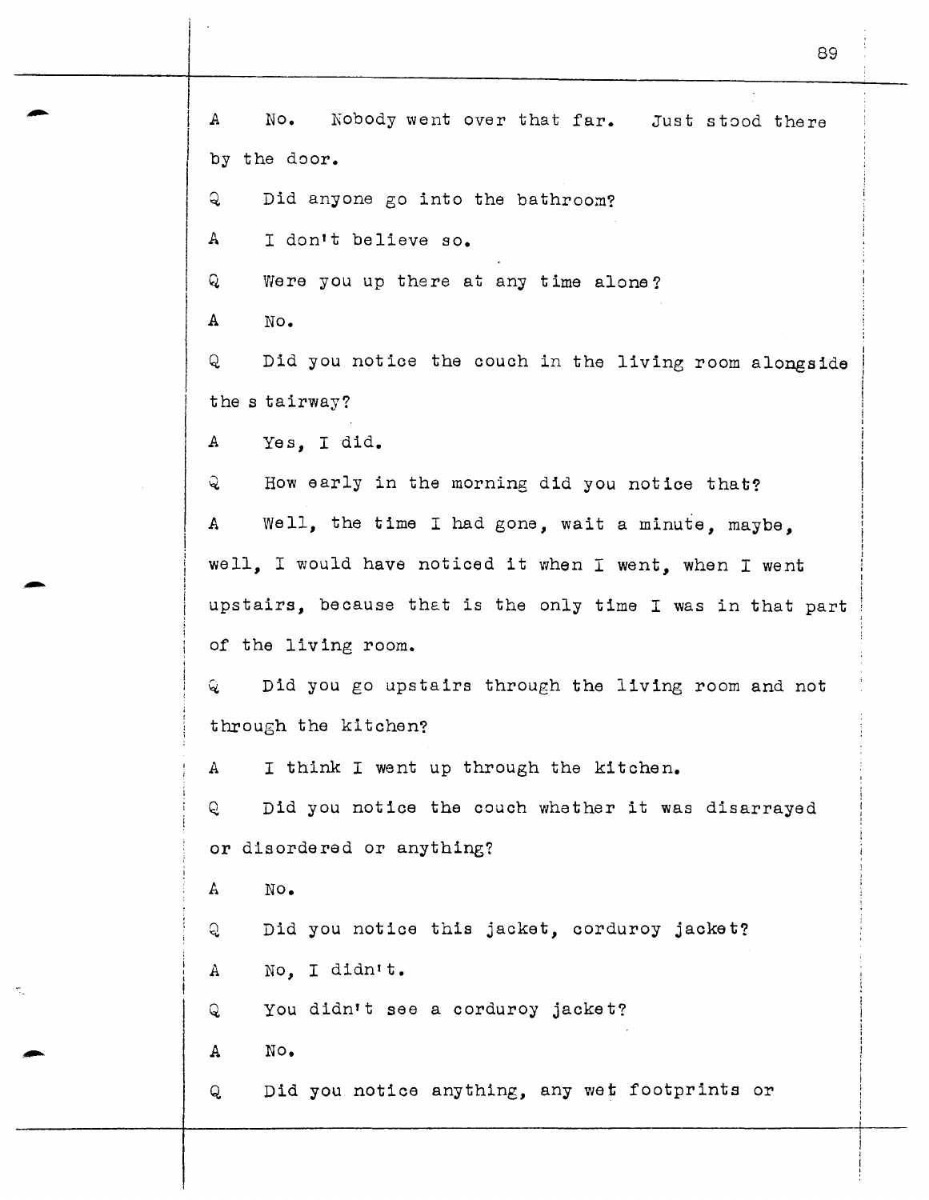A No. Nobody went over that far. Just stood there by the door.

Q Did anyone go into the bathroom?

A I don't believe so.

Q Were you up there at any time alone?

A No.

Q Did you notice the couch in the living room alongside the s tairway?

A Yes, I did.

Q How early in the morning did you notice that?

A Well, the time I had gone, wait a minute, maybe, well, I would have noticed it when I went, when I went upstairs, because that is the only time I was in that part of the living room.

Q Did you go upstairs through the living room and not through the kitchen?

A I think I went up through the kitchen.

Q Did you notice the couch whether it was disarrayed or disordered or anything?

A No.

Q Did you notice this jacket, corduroy jacket?

A No, I didn't.

Q You didn't see a corduroy jacket?

A No.

Q Did you notice anything, any wet footprints or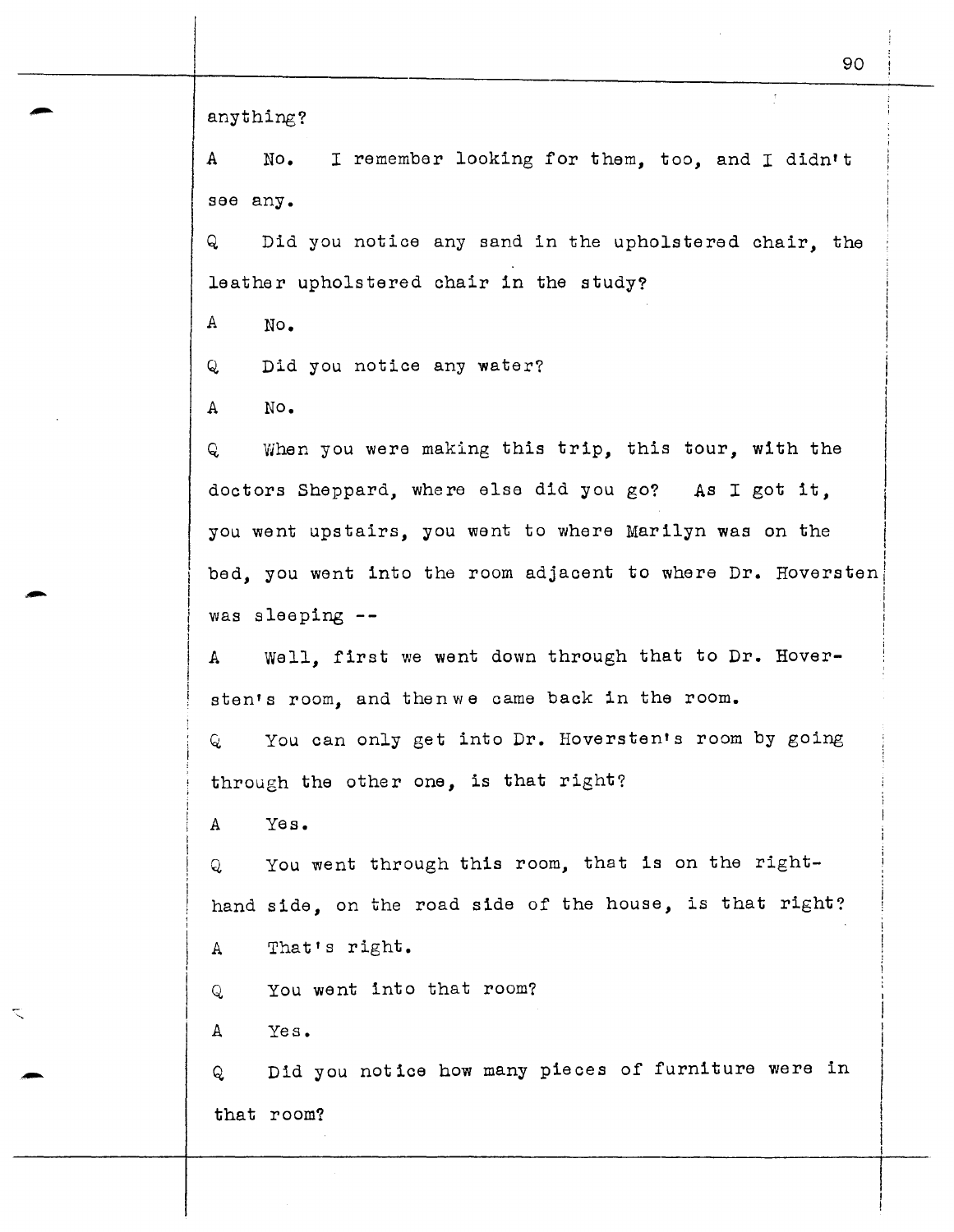anything?

A No. I remember looking for them, too, and I didn't see any.

Q Did you notice any sand in the upholstered chair, the leather upholstered chair in the study?

A No.

Q Did you notice any water?

A No.

Q When you were making this trip, this tour, with the doctors Sheppard, where else did you go? As I got it, you went upstairs, you went to where Marilyn was on the bed, you went into the room adjacent to where Dr. Hoversten was sleeping --

A Well, first we went down through that to Dr. Hoversten's room, and thenwe came back in the room.

Q You can only get into Dr. Hoversten's room by going through the other one, is that right?

A Yes.

Q You went through this room, that is on the right-hand side, on the road side of the house, is that right?

A That's right.

Q You went into that room?

A Yes.

Q Did you notice how many pieces of furniture were in that room?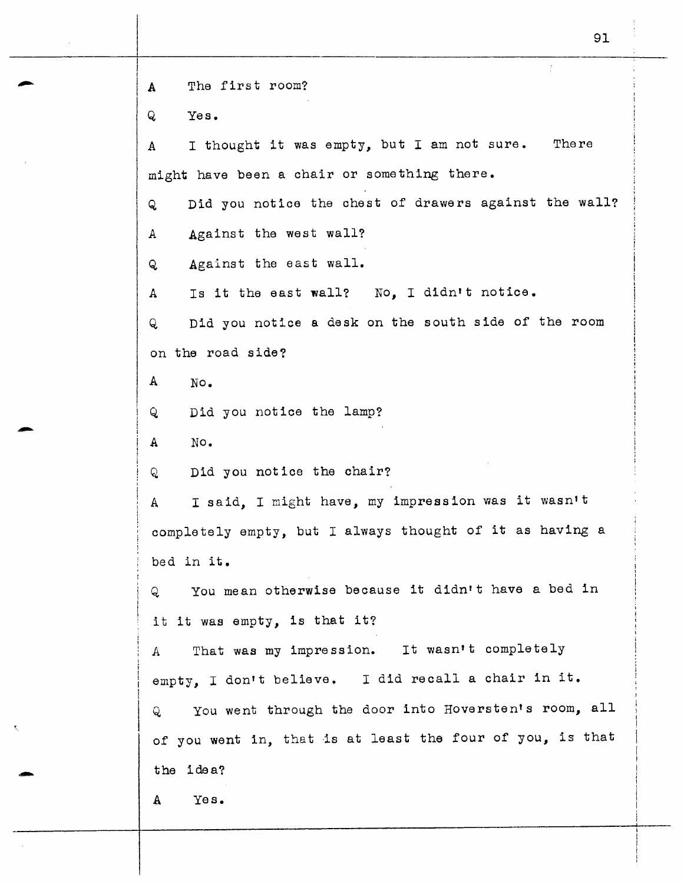A The first room?

Q Yes.

A I thought it was empty, but I am not sure. There might have been a chair or something there.

Q Did you notice the chest of drawers against the wall?

A Against the west wall?

Q Against the east wall.

A Is it the east wall? No, I didn't notice.

Q Did you notice a desk on the south side of the room on the road side?

A No.

Q Did you notice the lamp?

A No.

Q Did you notice the chair?

A I said, I might have, my impression was it wasn't completely empty, but I always thought of it as having a bed in it.

Q You mean otherwise because it didn't have a bed in it it was empty, is that it?

A That was my impression. It wasn't completely empty, I don't believe. I did recall a chair in it.

Q You went through the door into Hoversten's room, all of you went in, that is at least the four of you, is that the idea?

A Yes.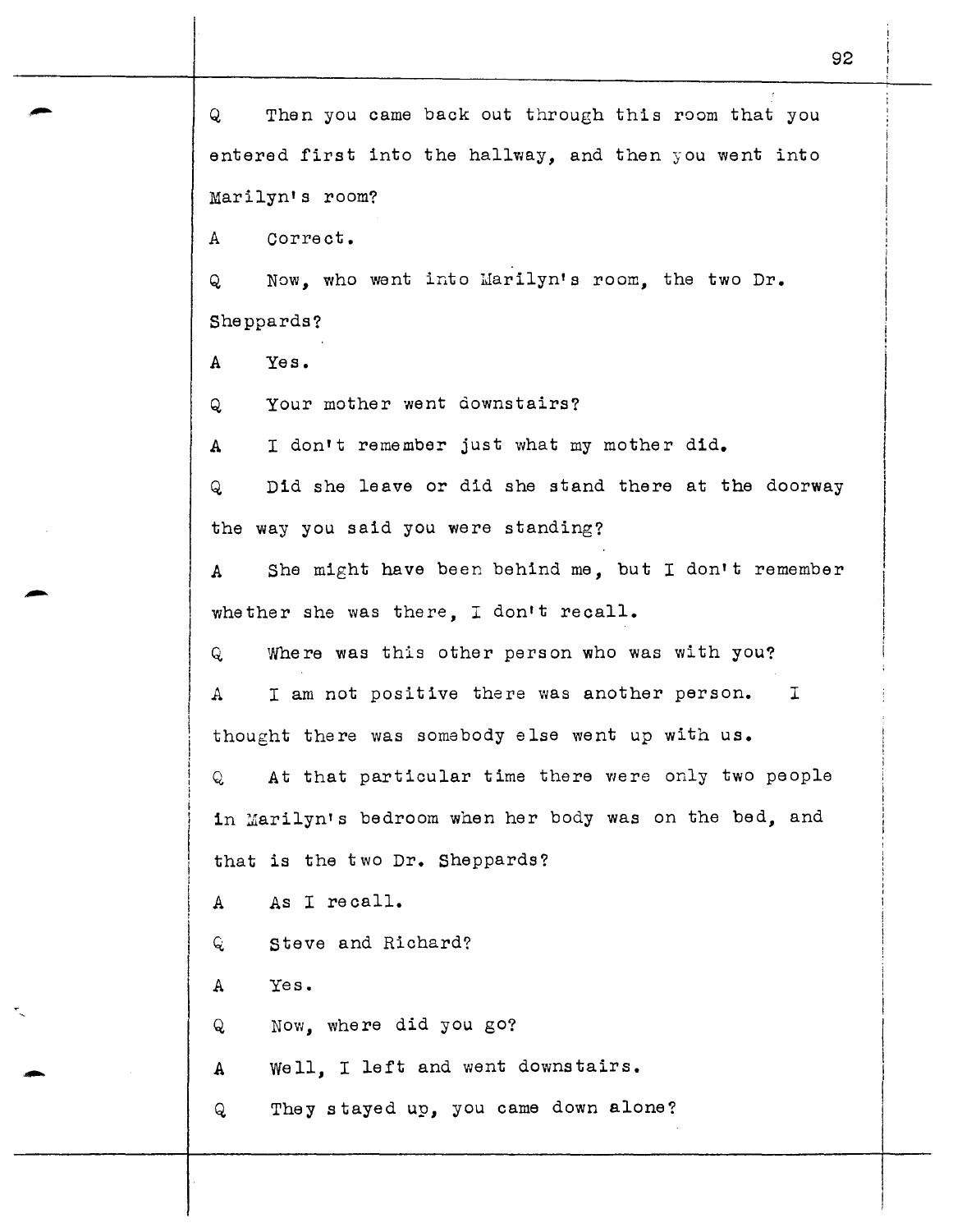Q  Then you came back out through this room that you entered first into the hallway, and then you went into Marilyn's room?

A  Correct.

Q  Now, who went into Marilyn's room, the two Dr. Sheppards?

A  Yes.

Q  Your mother went downstairs?

A  I don't remember just what my mother did.

Q  Did she leave or did she stand there at the doorway the way you said you were standing?

A  She might have been behind me, but I don't remember whether she was there, I don't recall.

Q  Where was this other person who was with you?

A  I am not positive there was another person.  I thought there was somebody else went up with us.

Q  At that particular time there were only two people in Marilyn's bedroom when her body was on the bed, and that is the two Dr. Sheppards?

A  As I recall.

Q  Steve and Richard?

A  Yes.

Q  Now, where did you go?

A  Well, I left and went downstairs.

Q  They stayed up, you came down alone?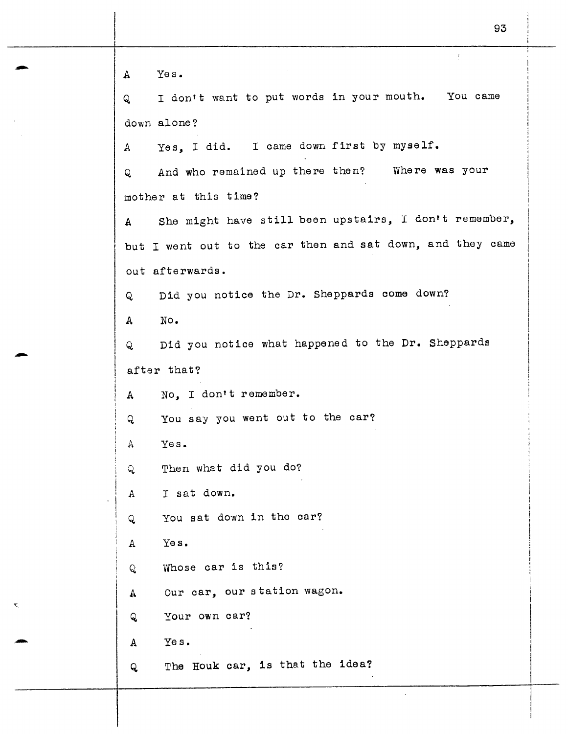A Yes.

Q I don't want to put words in your mouth. You came down alone?

A Yes, I did. I came down first by myself.

Q And who remained up there then? Where was your mother at this time?

A She might have still been upstairs, I don't remember, but I went out to the car then and sat down, and they came out afterwards.

Q Did you notice the Dr. Sheppards come down?

A No.

Q Did you notice what happened to the Dr. Sheppards after that?

A No, I don't remember.

Q You say you went out to the car?

A Yes.

Q Then what did you do?

A I sat down.

Q You sat down in the car?

A Yes.

Q Whose car is this?

A Our car, our station wagon.

Q Your own car?

A Yes.

Q The Houk car, is that the idea?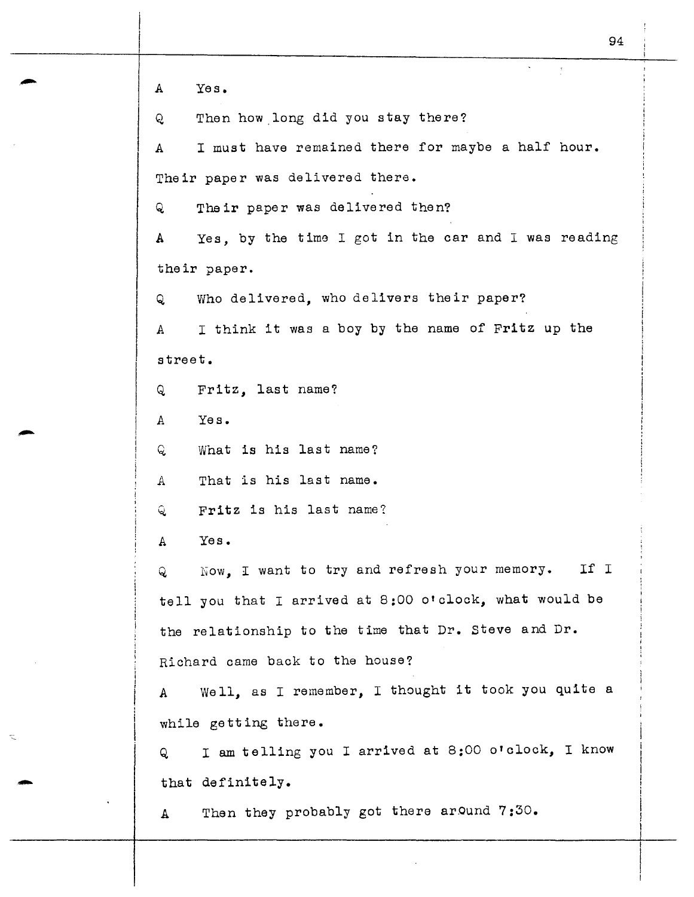A Yes.

Q Then how long did you stay there?

A I must have remained there for maybe a half hour. Their paper was delivered there.

Q Their paper was delivered then?

A Yes, by the time I got in the car and I was reading their paper.

Q Who delivered, who delivers their paper?

A I think it was a boy by the name of Fritz up the street.

Q Fritz, last name?

A Yes.

Q What is his last name?

A That is his last name.

Q Fritz is his last name?

A Yes.

Q Now, I want to try and refresh your memory. If I tell you that I arrived at 8:00 o'clock, what would be the relationship to the time that Dr. Steve and Dr. Richard came back to the house?

A Well, as I remember, I thought it took you quite a while getting there.

Q I am telling you I arrived at 8:00 o'clock, I know that definitely.

A Then they probably got there around 7:30.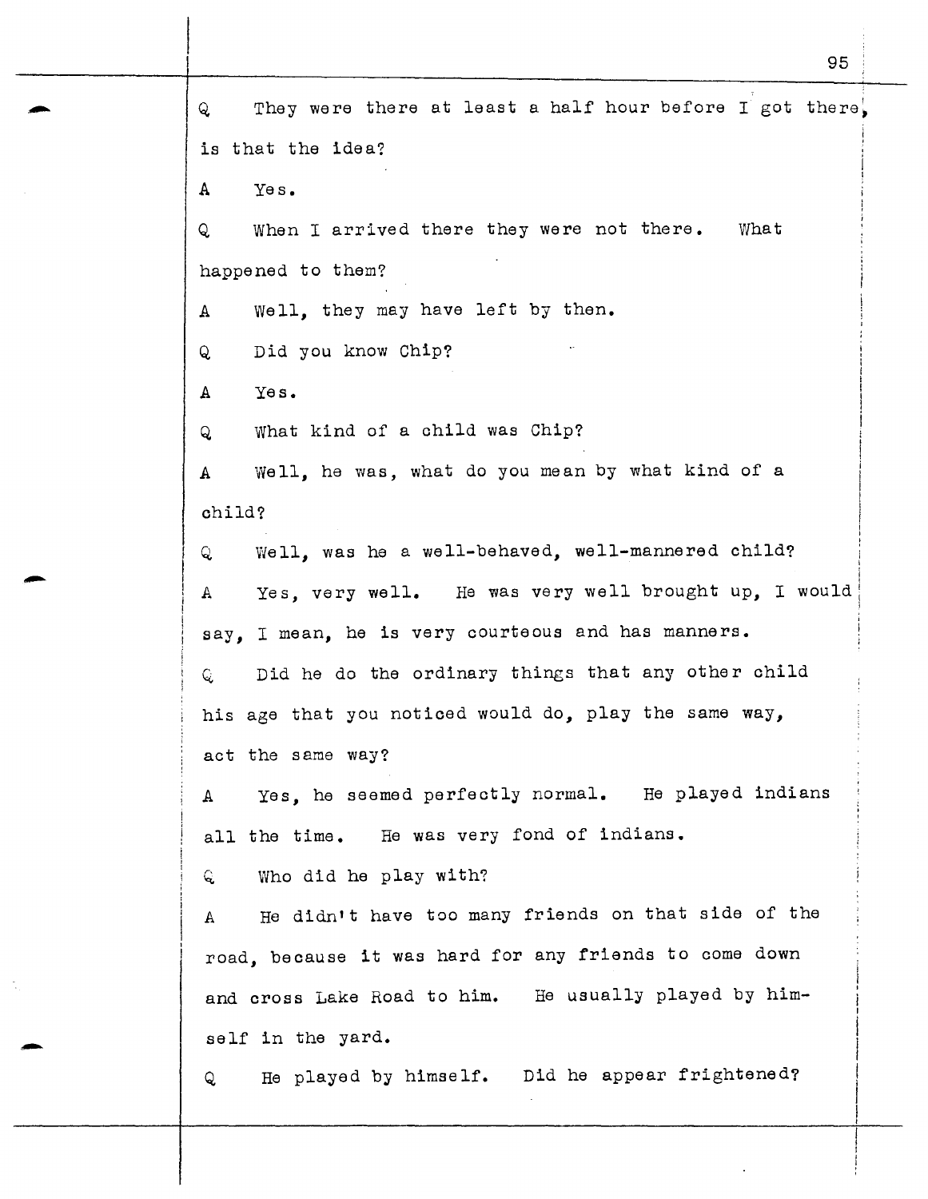Q They were there at least a half hour before I got there, is that the idea?

A Yes.

Q When I arrived there they were not there. What happened to them?

A Well, they may have left by then.

Q Did you know Chip?

A Yes.

Q What kind of a child was Chip?

A Well, he was, what do you mean by what kind of a child?

Q Well, was he a well-behaved, well-mannered child?

A Yes, very well. He was very well brought up, I would say, I mean, he is very courteous and has manners.

Q Did he do the ordinary things that any other child his age that you noticed would do, play the same way, act the same way?

A Yes, he seemed perfectly normal. He played indians all the time. He was very fond of indians.

Q Who did he play with?

A He didn't have too many friends on that side of the road, because it was hard for any friends to come down and cross Lake Road to him. He usually played by himself in the yard.

Q He played by himself. Did he appear frightened?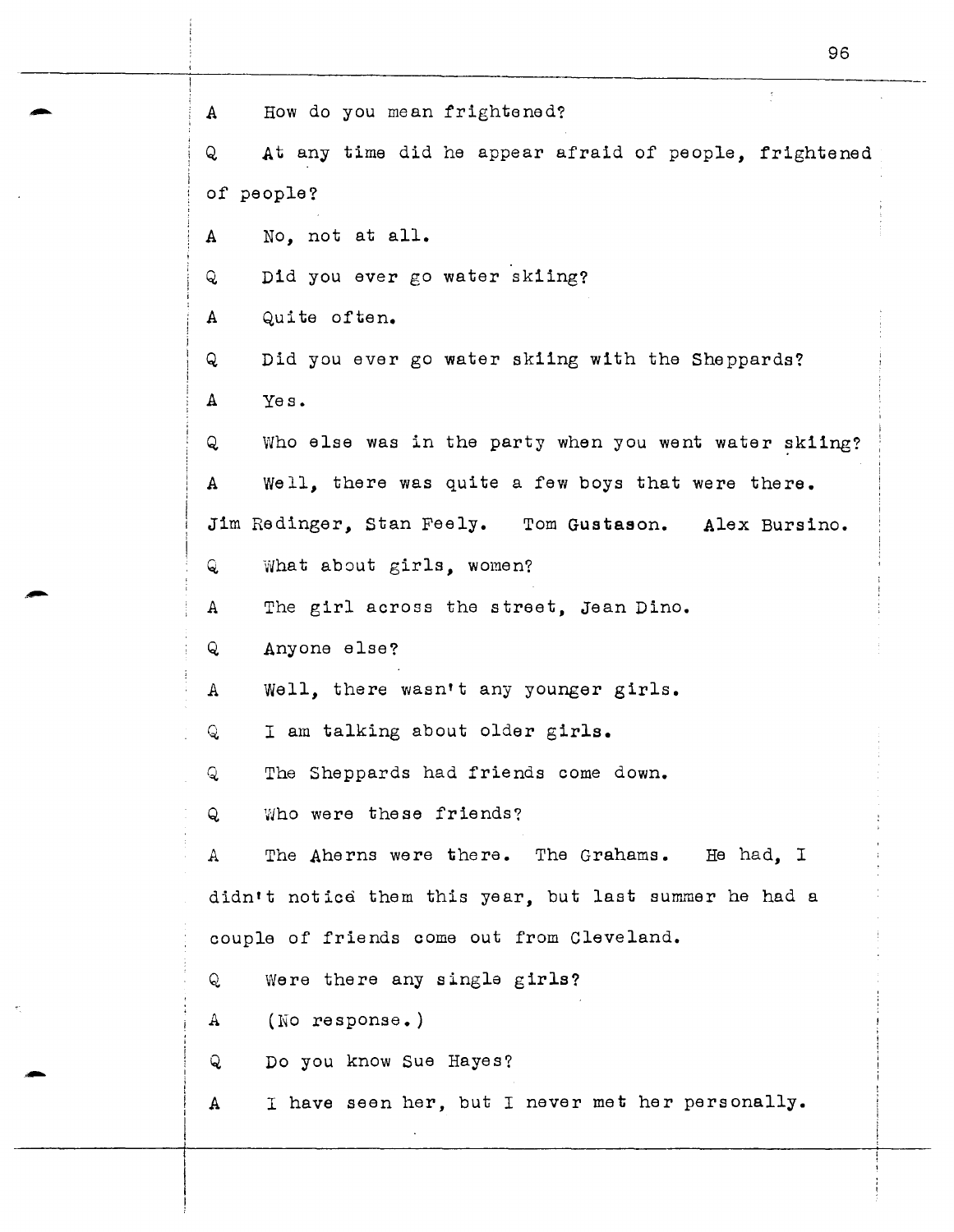A How do you mean frightened?

Q At any time did he appear afraid of people, frightened of people?

A No, not at all.

Q Did you ever go water skiing?

A Quite often.

Q Did you ever go water skiing with the Sheppards?

A Yes.

Q Who else was in the party when you went water skiing?

A Well, there was quite a few boys that were there. Jim Redinger, Stan Feely. Tom Gustason. Alex Bursino.

Q What about girls, women?

A The girl across the street, Jean Dino.

Q Anyone else?

A Well, there wasn't any younger girls.

Q I am talking about older girls.

Q The Sheppards had friends come down.

Q Who were these friends?

A The Aherns were there. The Grahams. He had, I didn't notice them this year, but last summer he had a couple of friends come out from Cleveland.

Q Were there any single girls?

A (No response.)

Q Do you know Sue Hayes?

A I have seen her, but I never met her personally.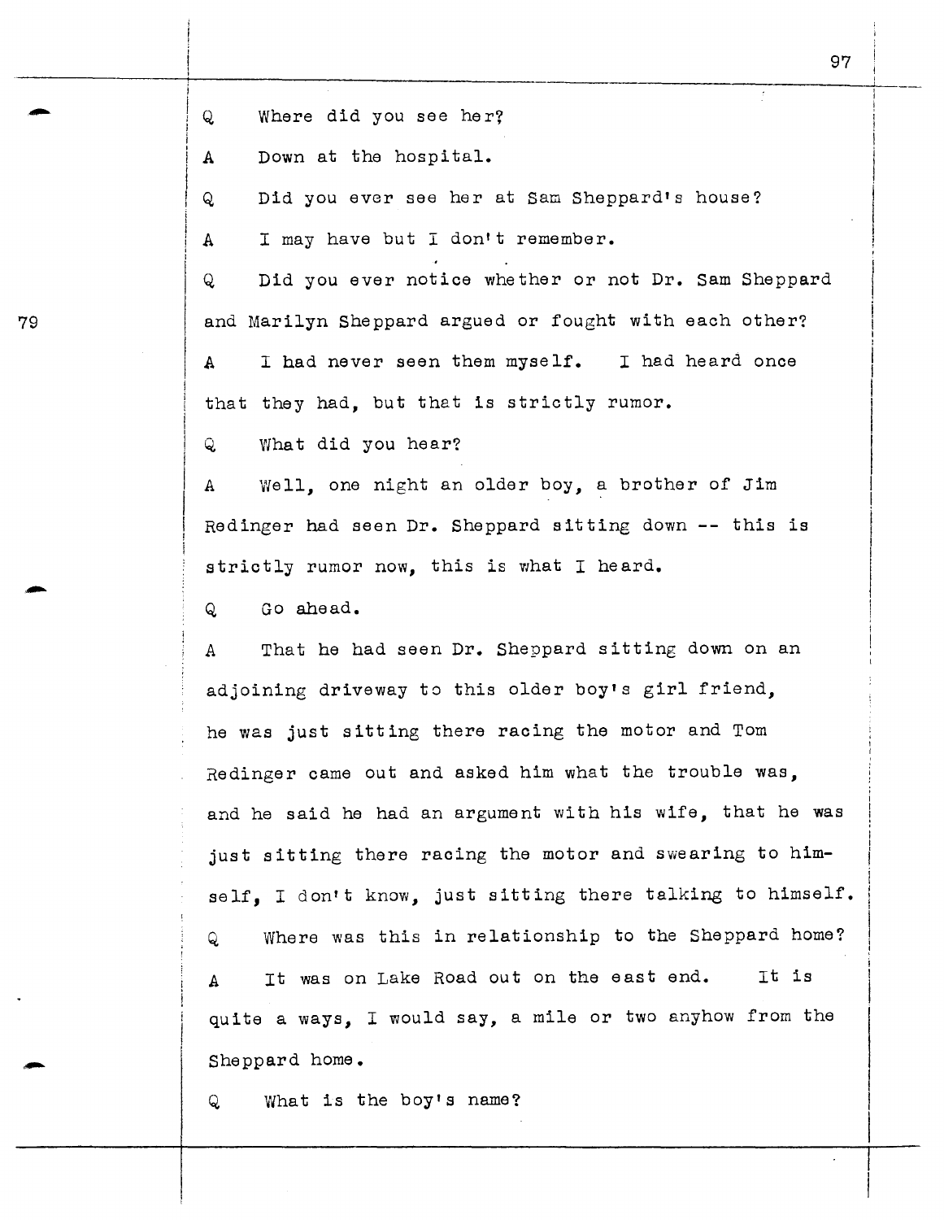Q Where did you see her?

A Down at the hospital.

Q Did you ever see her at Sam Sheppard's house?

A I may have but I don't remember.

Q Did you ever notice whether or not Dr. Sam Sheppard and Marilyn Sheppard argued or fought with each other?

A I had never seen them myself. I had heard once that they had, but that is strictly rumor.

Q What did you hear?

A Well, one night an older boy, a brother of Jim Redinger had seen Dr. Sheppard sitting down -- this is strictly rumor now, this is what I heard.

Q Go ahead.

A That he had seen Dr. Sheppard sitting down on an adjoining driveway to this older boy's girl friend, he was just sitting there racing the motor and Tom Redinger came out and asked him what the trouble was, and he said he had an argument with his wife, that he was just sitting there racing the motor and swearing to himself, I don't know, just sitting there talking to himself.

Q Where was this in relationship to the Sheppard home?

A It was on Lake Road out on the east end. It is quite a ways, I would say, a mile or two anyhow from the Sheppard home.

Q What is the boy's name?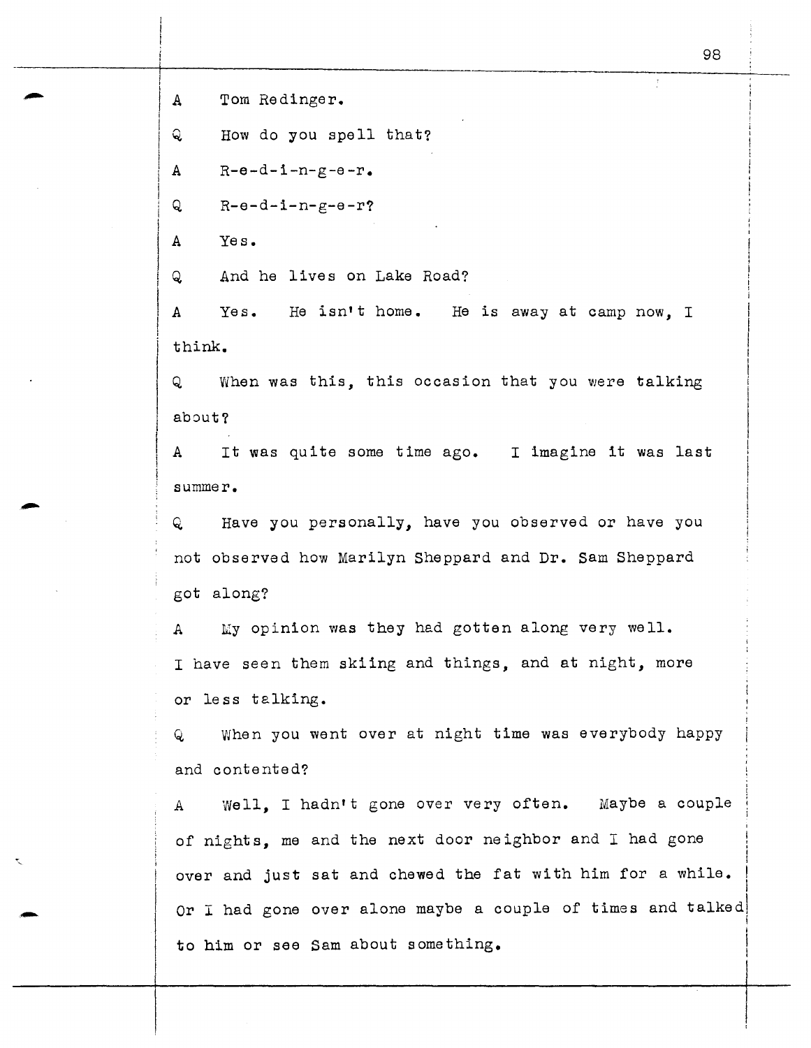A Tom Redinger.

Q How do you spell that?

A R-e-d-i-n-g-e-r.

Q R-e-d-i-n-g-e-r?

A Yes.

Q And he lives on Lake Road?

A Yes. He isn't home. He is away at camp now, I think.

Q When was this, this occasion that you were talking about?

A It was quite some time ago. I imagine it was last summer.

Q Have you personally, have you observed or have you not observed how Marilyn Sheppard and Dr. Sam Sheppard got along?

A My opinion was they had gotten along very well. I have seen them skiing and things, and at night, more or less talking.

Q When you went over at night time was everybody happy and contented?

A Well, I hadn't gone over very often. Maybe a couple of nights, me and the next door neighbor and I had gone over and just sat and chewed the fat with him for a while. Or I had gone over alone maybe a couple of times and talked to him or see Sam about something.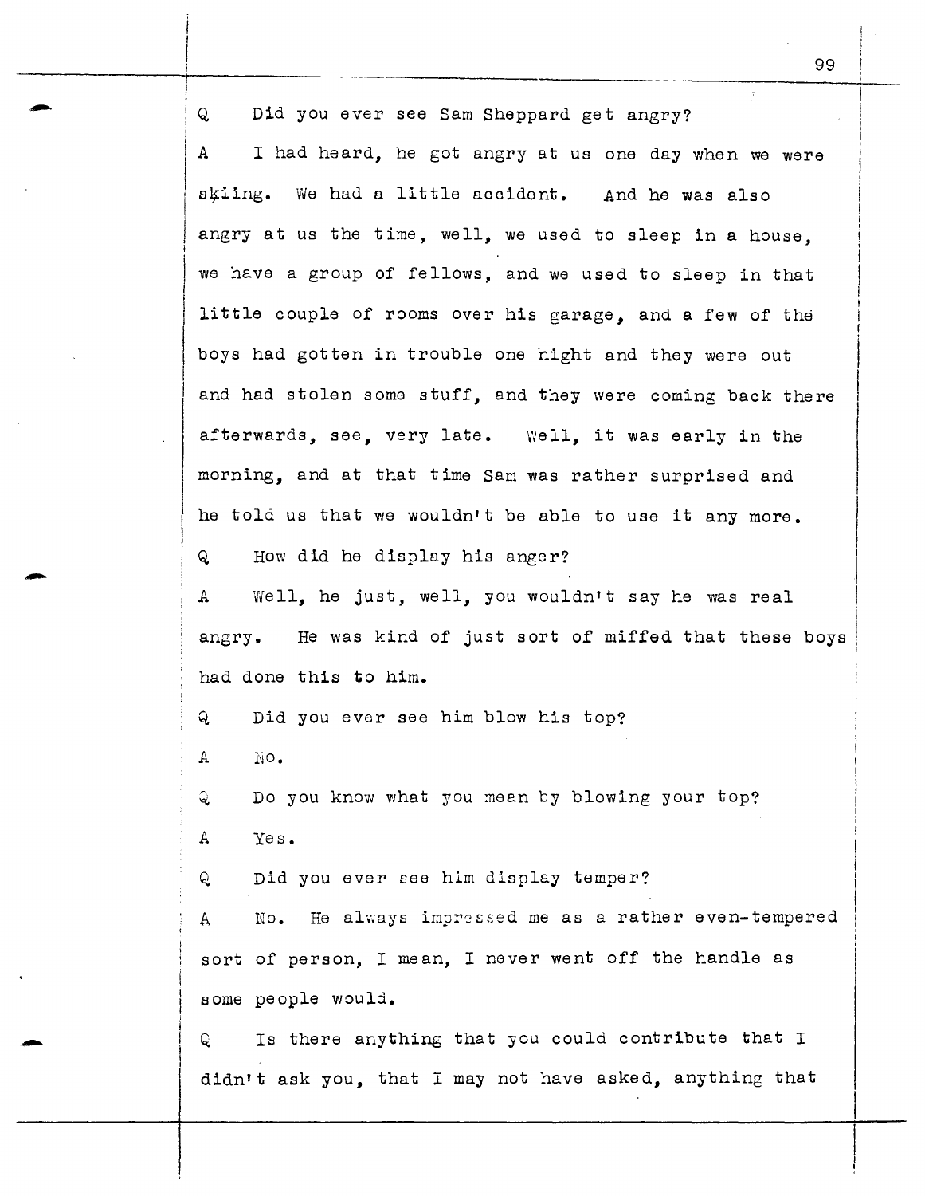Q Did you ever see Sam Sheppard get angry?

A I had heard, he got angry at us one day when we were skiing. We had a little accident. And he was also angry at us the time, well, we used to sleep in a house, we have a group of fellows, and we used to sleep in that little couple of rooms over his garage, and a few of the boys had gotten in trouble one night and they were out and had stolen some stuff, and they were coming back there afterwards, see, very late. Well, it was early in the morning, and at that time Sam was rather surprised and he told us that we wouldn't be able to use it any more.

Q How did he display his anger?

A Well, he just, well, you wouldn't say he was real angry. He was kind of just sort of miffed that these boys had done this to him.

Q Did you ever see him blow his top?

A No.

Q Do you know what you mean by blowing your top?

A Yes.

Q Did you ever see him display temper?

A No. He always impressed me as a rather even-tempered sort of person, I mean, I never went off the handle as some people would.

Q Is there anything that you could contribute that I didn't ask you, that I may not have asked, anything that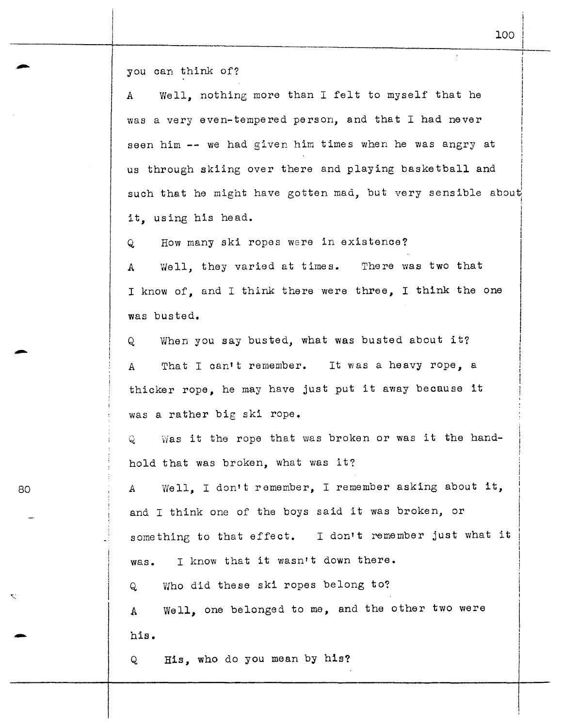you can think of?

A Well, nothing more than I felt to myself that he was a very even-tempered person, and that I had never seen him -- we had given him times when he was angry at us through skiing over there and playing basketball and such that he might have gotten mad, but very sensible about it, using his head.

Q How many ski ropes were in existence?

A Well, they varied at times. There was two that I know of, and I think there were three, I think the one was busted.

Q When you say busted, what was busted about it?

A That I can't remember. It was a heavy rope, a thicker rope, he may have just put it away because it was a rather big ski rope.

Q Was it the rope that was broken or was it the hand-hold that was broken, what was it?

A Well, I don't remember, I remember asking about it, and I think one of the boys said it was broken, or something to that effect. I don't remember just what it was. I know that it wasn't down there.

Q Who did these ski ropes belong to?

A Well, one belonged to me, and the other two were his.

Q His, who do you mean by his?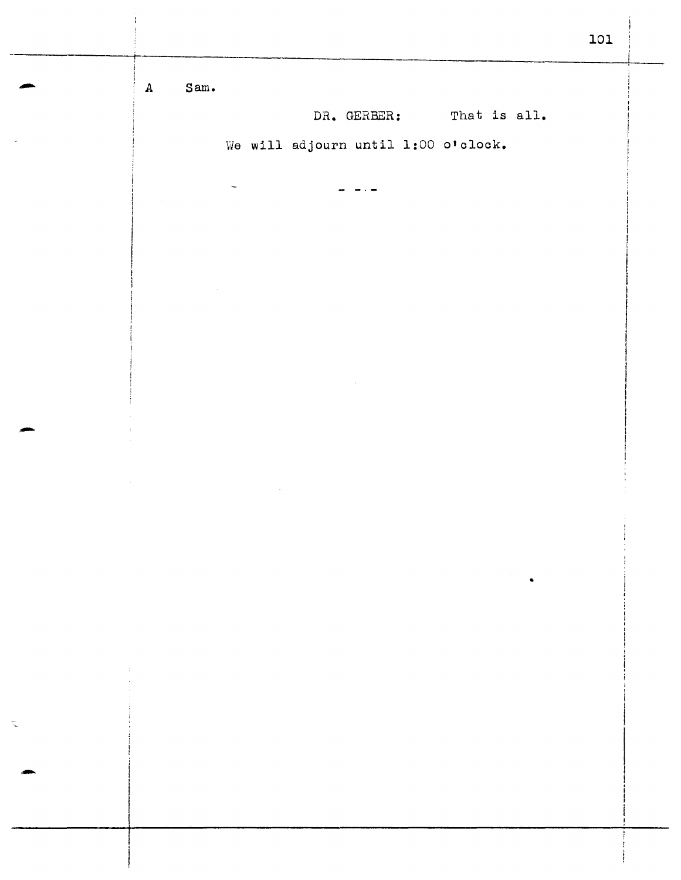A    Sam.

DR. GERBER:    That is all.

We will adjourn until 1:00 o'clock.

- - -